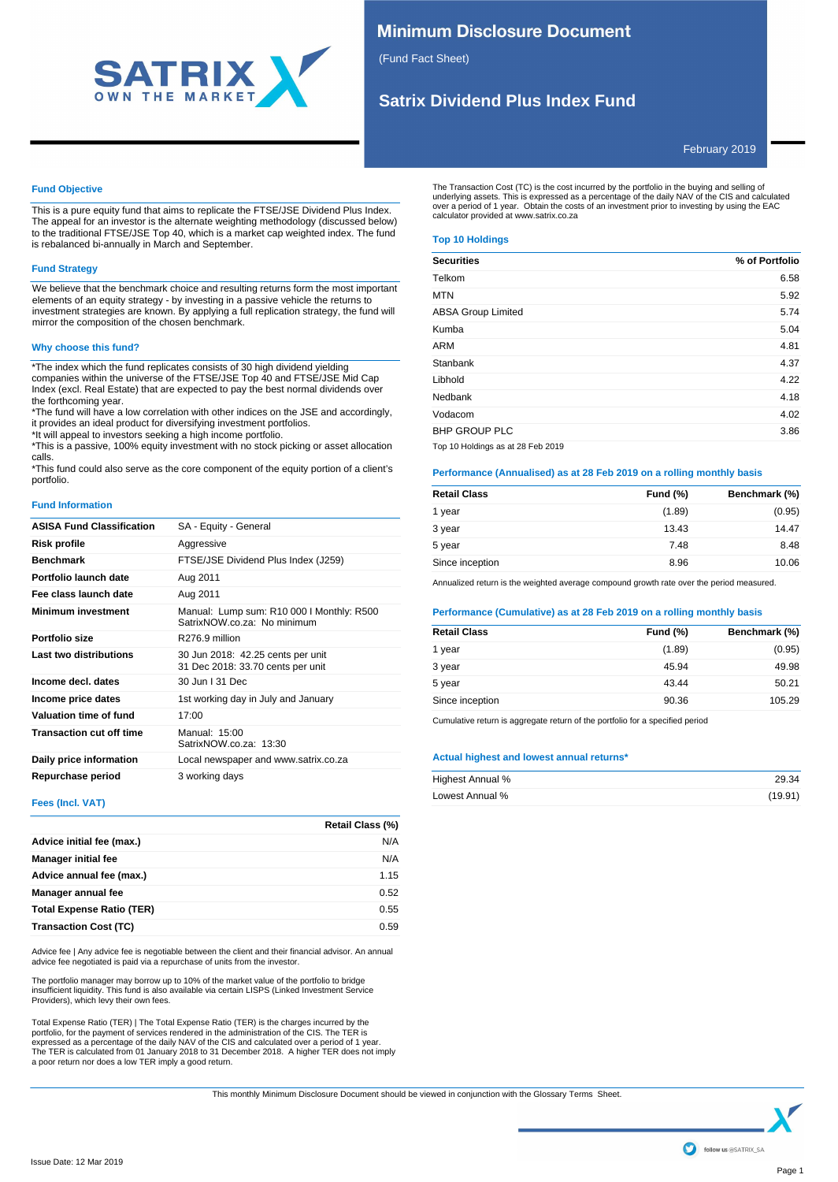# Minimum Disclosure Document

(Fund Fact Sheet)

## Satrix Dividend Plus Index Fund

February 2019

### Fund Objective

This is a pure equity fund that aims to replicate the FTSE/JSE Dividend Plus Index. The appeal for an investor is the alternate weighting methodology (discussed below) to the traditional FTSE/JSE Top 40, which is a market cap weighted index. The fund is rebalanced bi-annually in March and September.

### Fund Strategy

We believe that the benchmark choice and resulting returns form the most important elements of an equity strategy - by investing in a passive vehicle the returns to investment strategies are known. By applying a full replication strategy, the fund will mirror the composition of the chosen benchmark.

### Why choose this fund?

*The index which the fund replicates consists of 30 high dividend yielding companies within the universe of the FTSE/JSE Top 40 and FTSE/JSE Mid Cap Index (excl. Real Estate) that are expected to pay the best normal dividends over the forthcoming year.
*The fund will have a low correlation with other indices on the JSE and accordingly, it provides an ideal product for diversifying investment portfolios.
*It will appeal to investors seeking a high income portfolio.
*This is a passive, 100% equity investment with no stock picking or asset allocation calls.
*This fund could also serve as the core component of the equity portion of a client's portfolio.

### Fund Information

| | |
|---|---|
| **ASISA Fund Classification** | SA - Equity - General |
| **Risk profile** | Aggressive |
| **Benchmark** | FTSE/JSE Dividend Plus Index (J259) |
| **Portfolio launch date** | Aug 2011 |
| **Fee class launch date** | Aug 2011 |
| **Minimum investment** | Manual: Lump sum: R10 000 I Monthly: R500<br>SatrixNOW.co.za: No minimum |
| **Portfolio size** | R276.9 million |
| **Last two distributions** | 30 Jun 2018: 42.25 cents per unit<br>31 Dec 2018: 33.70 cents per unit |
| **Income decl. dates** | 30 Jun I 31 Dec |
| **Income price dates** | 1st working day in July and January |
| **Valuation time of fund** | 17:00 |
| **Transaction cut off time** | Manual: 15:00<br>SatrixNOW.co.za: 13:30 |
| **Daily price information** | Local newspaper and www.satrix.co.za |
| **Repurchase period** | 3 working days |

### Fees (Incl. VAT)

| | Retail Class (%) |
|---|---|
| **Advice initial fee (max.)** | N/A |
| **Manager initial fee** | N/A |
| **Advice annual fee (max.)** | 1.15 |
| **Manager annual fee** | 0.52 |
| **Total Expense Ratio (TER)** | 0.55 |
| **Transaction Cost (TC)** | 0.59 |

Advice fee | Any advice fee is negotiable between the client and their financial advisor. An annual advice fee negotiated is paid via a repurchase of units from the investor.

The portfolio manager may borrow up to 10% of the market value of the portfolio to bridge insufficient liquidity. This fund is also available via certain LISPS (Linked Investment Service Providers), which levy their own fees.

Total Expense Ratio (TER) | The Total Expense Ratio (TER) is the charges incurred by the portfolio, for the payment of services rendered in the administration of the CIS. The TER is expressed as a percentage of the daily NAV of the CIS and calculated over a period of 1 year. The TER is calculated from 01 January 2018 to 31 December 2018. A higher TER does not imply a poor return nor does a low TER imply a good return.

The Transaction Cost (TC) is the cost incurred by the portfolio in the buying and selling of underlying assets. This is expressed as a percentage of the daily NAV of the CIS and calculated over a period of 1 year. Obtain the costs of an investment prior to investing by using the EAC calculator provided at www.satrix.co.za

### Top 10 Holdings

| Securities | % of Portfolio |
|---|---|
| Telkom | 6.58 |
| MTN | 5.92 |
| ABSA Group Limited | 5.74 |
| Kumba | 5.04 |
| ARM | 4.81 |
| Stanbank | 4.37 |
| Libhold | 4.22 |
| Nedbank | 4.18 |
| Vodacom | 4.02 |
| BHP GROUP PLC | 3.86 |

Top 10 Holdings as at 28 Feb 2019

### Performance (Annualised) as at 28 Feb 2019 on a rolling monthly basis

| Retail Class | Fund (%) | Benchmark (%) |
|---|---|---|
| 1 year | (1.89) | (0.95) |
| 3 year | 13.43 | 14.47 |
| 5 year | 7.48 | 8.48 |
| Since inception | 8.96 | 10.06 |

Annualized return is the weighted average compound growth rate over the period measured.

### Performance (Cumulative) as at 28 Feb 2019 on a rolling monthly basis

| Retail Class | Fund (%) | Benchmark (%) |
|---|---|---|
| 1 year | (1.89) | (0.95) |
| 3 year | 45.94 | 49.98 |
| 5 year | 43.44 | 50.21 |
| Since inception | 90.36 | 105.29 |

Cumulative return is aggregate return of the portfolio for a specified period

### Actual highest and lowest annual returns*

| | |
|---|---|
| Highest Annual % | 29.34 |
| Lowest Annual % | (19.91) |

This monthly Minimum Disclosure Document should be viewed in conjunction with the Glossary Terms Sheet.

Issue Date: 12 Mar 2019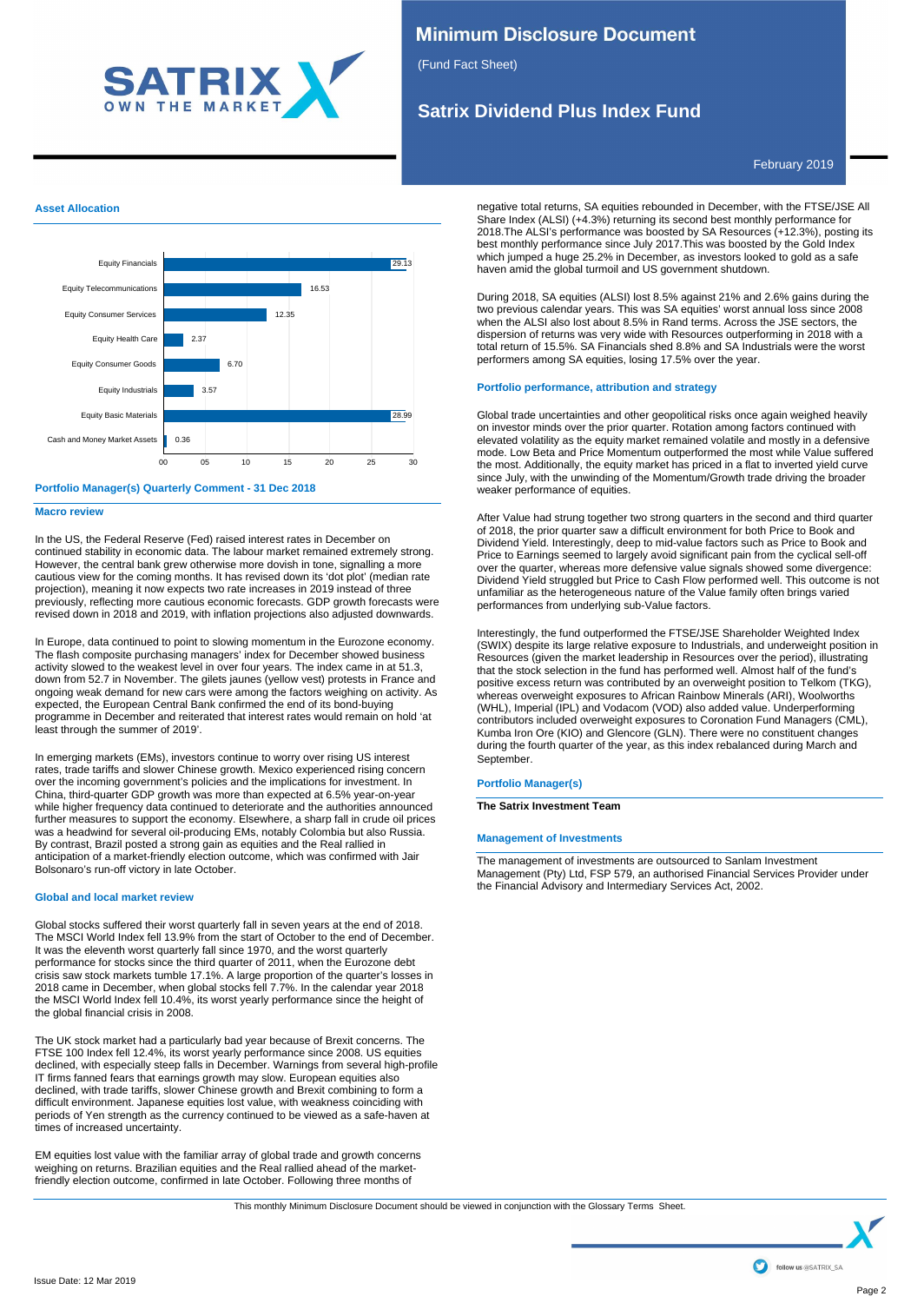## Asset Allocation

| Asset | % |
|---|---|
| Equity Financials | 29.13 |
| Equity Telecommunications | 16.53 |
| Equity Consumer Services | 12.35 |
| Equity Health Care | 2.37 |
| Equity Consumer Goods | 6.70 |
| Equity Industrials | 3.57 |
| Equity Basic Materials | 28.99 |
| Cash and Money Market Assets | 0.36 |

## Portfolio Manager(s) Quarterly Comment - 31 Dec 2018

### Macro review

In the US, the Federal Reserve (Fed) raised interest rates in December on continued stability in economic data. The labour market remained extremely strong. However, the central bank grew otherwise more dovish in tone, signalling a more cautious view for the coming months. It has revised down its 'dot plot' (median rate projection), meaning it now expects two rate increases in 2019 instead of three previously, reflecting more cautious economic forecasts. GDP growth forecasts were revised down in 2018 and 2019, with inflation projections also adjusted downwards.

In Europe, data continued to point to slowing momentum in the Eurozone economy. The flash composite purchasing managers' index for December showed business activity slowed to the weakest level in over four years. The index came in at 51.3, down from 52.7 in November. The gilets jaunes (yellow vest) protests in France and ongoing weak demand for new cars were among the factors weighing on activity. As expected, the European Central Bank confirmed the end of its bond-buying programme in December and reiterated that interest rates would remain on hold 'at least through the summer of 2019'.

In emerging markets (EMs), investors continue to worry over rising US interest rates, trade tariffs and slower Chinese growth. Mexico experienced rising concern over the incoming government's policies and the implications for investment. In China, third-quarter GDP growth was more than expected at 6.5% year-on-year while higher frequency data continued to deteriorate and the authorities announced further measures to support the economy. Elsewhere, a sharp fall in crude oil prices was a headwind for several oil-producing EMs, notably Colombia but also Russia. By contrast, Brazil posted a strong gain as equities and the Real rallied in anticipation of a market-friendly election outcome, which was confirmed with Jair Bolsonaro's run-off victory in late October.

### Global and local market review

Global stocks suffered their worst quarterly fall in seven years at the end of 2018. The MSCI World Index fell 13.9% from the start of October to the end of December. It was the eleventh worst quarterly fall since 1970, and the worst quarterly performance for stocks since the third quarter of 2011, when the Eurozone debt crisis saw stock markets tumble 17.1%. A large proportion of the quarter's losses in 2018 came in December, when global stocks fell 7.7%. In the calendar year 2018 the MSCI World Index fell 10.4%, its worst yearly performance since the height of the global financial crisis in 2008.

The UK stock market had a particularly bad year because of Brexit concerns. The FTSE 100 Index fell 12.4%, its worst yearly performance since 2008. US equities declined, with especially steep falls in December. Warnings from several high-profile IT firms fanned fears that earnings growth may slow. European equities also declined, with trade tariffs, slower Chinese growth and Brexit combining to form a difficult environment. Japanese equities lost value, with weakness coinciding with periods of Yen strength as the currency continued to be viewed as a safe-haven at times of increased uncertainty.

EM equities lost value with the familiar array of global trade and growth concerns weighing on returns. Brazilian equities and the Real rallied ahead of the market-friendly election outcome, confirmed in late October. Following three months of negative total returns, SA equities rebounded in December, with the FTSE/JSE All Share Index (ALSI) (+4.3%) returning its second best monthly performance for 2018.The ALSI's performance was boosted by SA Resources (+12.3%), posting its best monthly performance since July 2017.This was boosted by the Gold Index which jumped a huge 25.2% in December, as investors looked to gold as a safe haven amid the global turmoil and US government shutdown.

During 2018, SA equities (ALSI) lost 8.5% against 21% and 2.6% gains during the two previous calendar years. This was SA equities' worst annual loss since 2008 when the ALSI also lost about 8.5% in Rand terms. Across the JSE sectors, the dispersion of returns was very wide with Resources outperforming in 2018 with a total return of 15.5%. SA Financials shed 8.8% and SA Industrials were the worst performers among SA equities, losing 17.5% over the year.

### Portfolio performance, attribution and strategy

Global trade uncertainties and other geopolitical risks once again weighed heavily on investor minds over the prior quarter. Rotation among factors continued with elevated volatility as the equity market remained volatile and mostly in a defensive mode. Low Beta and Price Momentum outperformed the most while Value suffered the most. Additionally, the equity market has priced in a flat to inverted yield curve since July, with the unwinding of the Momentum/Growth trade driving the broader weaker performance of equities.

After Value had strung together two strong quarters in the second and third quarter of 2018, the prior quarter saw a difficult environment for both Price to Book and Dividend Yield. Interestingly, deep to mid-value factors such as Price to Book and Price to Earnings seemed to largely avoid significant pain from the cyclical sell-off over the quarter, whereas more defensive value signals showed some divergence: Dividend Yield struggled but Price to Cash Flow performed well. This outcome is not unfamiliar as the heterogeneous nature of the Value family often brings varied performances from underlying sub-Value factors.

Interestingly, the fund outperformed the FTSE/JSE Shareholder Weighted Index (SWIX) despite its large relative exposure to Industrials, and underweight position in Resources (given the market leadership in Resources over the period), illustrating that the stock selection in the fund has performed well. Almost half of the fund's positive excess return was contributed by an overweight position to Telkom (TKG), whereas overweight exposures to African Rainbow Minerals (ARI), Woolworths (WHL), Imperial (IPL) and Vodacom (VOD) also added value. Underperforming contributors included overweight exposures to Coronation Fund Managers (CML), Kumba Iron Ore (KIO) and Glencore (GLN). There were no constituent changes during the fourth quarter of the year, as this index rebalanced during March and September.

## Portfolio Manager(s)

**The Satrix Investment Team**

## Management of Investments

The management of investments are outsourced to Sanlam Investment Management (Pty) Ltd, FSP 579, an authorised Financial Services Provider under the Financial Advisory and Intermediary Services Act, 2002.

This monthly Minimum Disclosure Document should be viewed in conjunction with the Glossary Terms Sheet.

Issue Date: 12 Mar 2019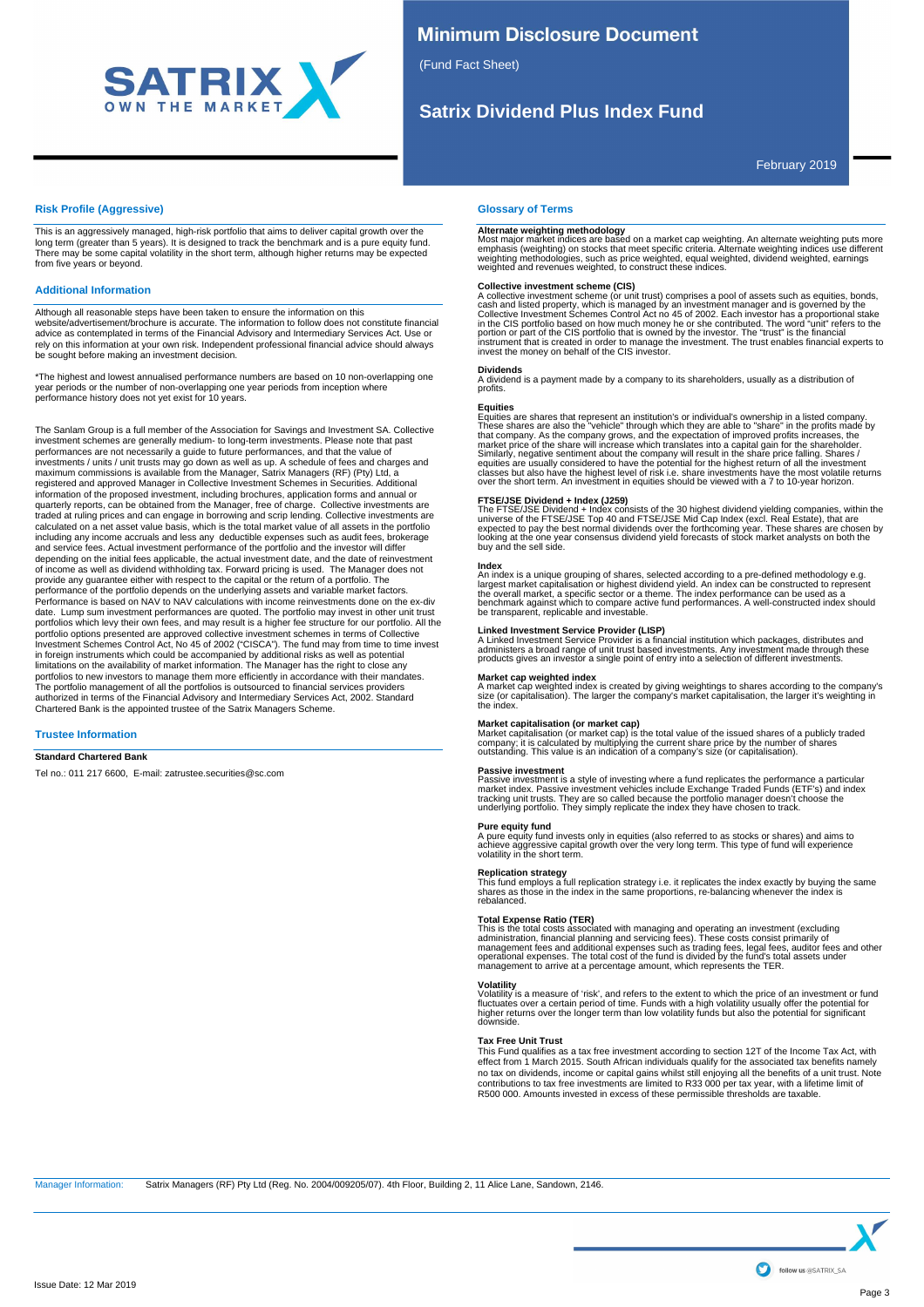# Minimum Disclosure Document

(Fund Fact Sheet)

# Satrix Dividend Plus Index Fund

February 2019

## Risk Profile (Aggressive)

This is an aggressively managed, high-risk portfolio that aims to deliver capital growth over the long term (greater than 5 years). It is designed to track the benchmark and is a pure equity fund. There may be some capital volatility in the short term, although higher returns may be expected from five years or beyond.

## Additional Information

Although all reasonable steps have been taken to ensure the information on this website/advertisement/brochure is accurate. The information to follow does not constitute financial advice as contemplated in terms of the Financial Advisory and Intermediary Services Act. Use or rely on this information at your own risk. Independent professional financial advice should always be sought before making an investment decision.

*The highest and lowest annualised performance numbers are based on 10 non-overlapping one year periods or the number of non-overlapping one year periods from inception where performance history does not yet exist for 10 years.

The Sanlam Group is a full member of the Association for Savings and Investment SA. Collective investment schemes are generally medium- to long-term investments. Please note that past performances are not necessarily a guide to future performances, and that the value of investments / units / unit trusts may go down as well as up. A schedule of fees and charges and maximum commissions is available from the Manager, Satrix Managers (RF) (Pty) Ltd, a registered and approved Manager in Collective Investment Schemes in Securities. Additional information of the proposed investment, including brochures, application forms and annual or quarterly reports, can be obtained from the Manager, free of charge. Collective investments are traded at ruling prices and can engage in borrowing and scrip lending. Collective investments are calculated on a net asset value basis, which is the total market value of all assets in the portfolio including any income accruals and less any deductible expenses such as audit fees, brokerage and service fees. Actual investment performance of the portfolio and the investor will differ depending on the initial fees applicable, the actual investment date, and the date of reinvestment of income as well as dividend withholding tax. Forward pricing is used. The Manager does not provide any guarantee either with respect to the capital or the return of a portfolio. The performance of the portfolio depends on the underlying assets and variable market factors. Performance is based on NAV to NAV calculations with income reinvestments done on the ex-div date. Lump sum investment performances are quoted. The portfolio may invest in other unit trust portfolios which levy their own fees, and may result is a higher fee structure for our portfolio. All the portfolio options presented are approved collective investment schemes in terms of Collective Investment Schemes Control Act, No 45 of 2002 ("CISCA"). The fund may from time to time invest in foreign instruments which could be accompanied by additional risks as well as potential limitations on the availability of market information. The Manager has the right to close any portfolios to new investors to manage them more efficiently in accordance with their mandates. The portfolio management of all the portfolios is outsourced to financial services providers authorized in terms of the Financial Advisory and Intermediary Services Act, 2002. Standard Chartered Bank is the appointed trustee of the Satrix Managers Scheme.

## Trustee Information

**Standard Chartered Bank**

Tel no.: 011 217 6600, E-mail: zatrustee.securities@sc.com

## Glossary of Terms

**Alternate weighting methodology**
Most major market indices are based on a market cap weighting. An alternate weighting puts more emphasis (weighting) on stocks that meet specific criteria. Alternate weighting indices use different weighting methodologies, such as price weighted, equal weighted, dividend weighted, earnings weighted and revenues weighted, to construct these indices.

**Collective investment scheme (CIS)**
A collective investment scheme (or unit trust) comprises a pool of assets such as equities, bonds, cash and listed property, which is managed by an investment manager and is governed by the Collective Investment Schemes Control Act no 45 of 2002. Each investor has a proportional stake in the CIS portfolio based on how much money he or she contributed. The word "unit" refers to the portion or part of the CIS portfolio that is owned by the investor. The "trust" is the financial instrument that is created in order to manage the investment. The trust enables financial experts to invest the money on behalf of the CIS investor.

**Dividends**
A dividend is a payment made by a company to its shareholders, usually as a distribution of profits.

**Equities**
Equities are shares that represent an institution's or individual's ownership in a listed company. These shares are also the "vehicle" through which they are able to "share" in the profits made by that company. As the company grows, and the expectation of improved profits increases, the market price of the share will increase which translates into a capital gain for the shareholder. Similarly, negative sentiment about the company will result in the share price falling. Shares / equities are usually considered to have the potential for the highest return of all the investment classes but also have the highest level of risk i.e. share investments have the most volatile returns over the short term. An investment in equities should be viewed with a 7 to 10-year horizon.

**FTSE/JSE Dividend + Index (J259)**
The FTSE/JSE Dividend + Index consists of the 30 highest dividend yielding companies, within the universe of the FTSE/JSE Top 40 and FTSE/JSE Mid Cap Index (excl. Real Estate), that are expected to pay the best normal dividends over the forthcoming year. These shares are chosen by looking at the one year consensus dividend yield forecasts of stock market analysts on both the buy and the sell side.

**Index**
An index is a unique grouping of shares, selected according to a pre-defined methodology e.g. largest market capitalisation or highest dividend yield. An index can be constructed to represent the overall market, a specific sector or a theme. The index performance can be used as a benchmark against which to compare active fund performances. A well-constructed index should be transparent, replicable and investable.

**Linked Investment Service Provider (LISP)**
A Linked Investment Service Provider is a financial institution which packages, distributes and administers a broad range of unit trust based investments. Any investment made through these products gives an investor a single point of entry into a selection of different investments.

**Market cap weighted index**
A market cap weighted index is created by giving weightings to shares according to the company's size (or capitalisation). The larger the company's market capitalisation, the larger it's weighting in the index.

**Market capitalisation (or market cap)**
Market capitalisation (or market cap) is the total value of the issued shares of a publicly traded company; it is calculated by multiplying the current share price by the number of shares outstanding. This value is an indication of a company's size (or capitalisation).

**Passive investment**
Passive investment is a style of investing where a fund replicates the performance a particular market index. Passive investment vehicles include Exchange Traded Funds (ETF's) and index tracking unit trusts. They are so called because the portfolio manager doesn't choose the underlying portfolio. They simply replicate the index they have chosen to track.

**Pure equity fund**
A pure equity fund invests only in equities (also referred to as stocks or shares) and aims to achieve aggressive capital growth over the very long term. This type of fund will experience volatility in the short term.

**Replication strategy**
This fund employs a full replication strategy i.e. it replicates the index exactly by buying the same shares as those in the index in the same proportions, re-balancing whenever the index is rebalanced.

**Total Expense Ratio (TER)**
This is the total costs associated with managing and operating an investment (excluding administration, financial planning and servicing fees). These costs consist primarily of management fees and additional expenses such as trading fees, legal fees, auditor fees and other operational expenses. The total cost of the fund is divided by the fund's total assets under management to arrive at a percentage amount, which represents the TER.

**Volatility**
Volatility is a measure of 'risk', and refers to the extent to which the price of an investment or fund fluctuates over a certain period of time. Funds with a high volatility usually offer the potential for higher returns over the longer term than low volatility funds but also the potential for significant downside.

**Tax Free Unit Trust**
This Fund qualifies as a tax free investment according to section 12T of the Income Tax Act, with effect from 1 March 2015. South African individuals qualify for the associated tax benefits namely no tax on dividends, income or capital gains whilst still enjoying all the benefits of a unit trust. Note contributions to tax free investments are limited to R33 000 per tax year, with a lifetime limit of R500 000. Amounts invested in excess of these permissible thresholds are taxable.

Manager Information: Satrix Managers (RF) Pty Ltd (Reg. No. 2004/009205/07). 4th Floor, Building 2, 11 Alice Lane, Sandown, 2146.

follow us @SATRIX_SA

Issue Date: 12 Mar 2019